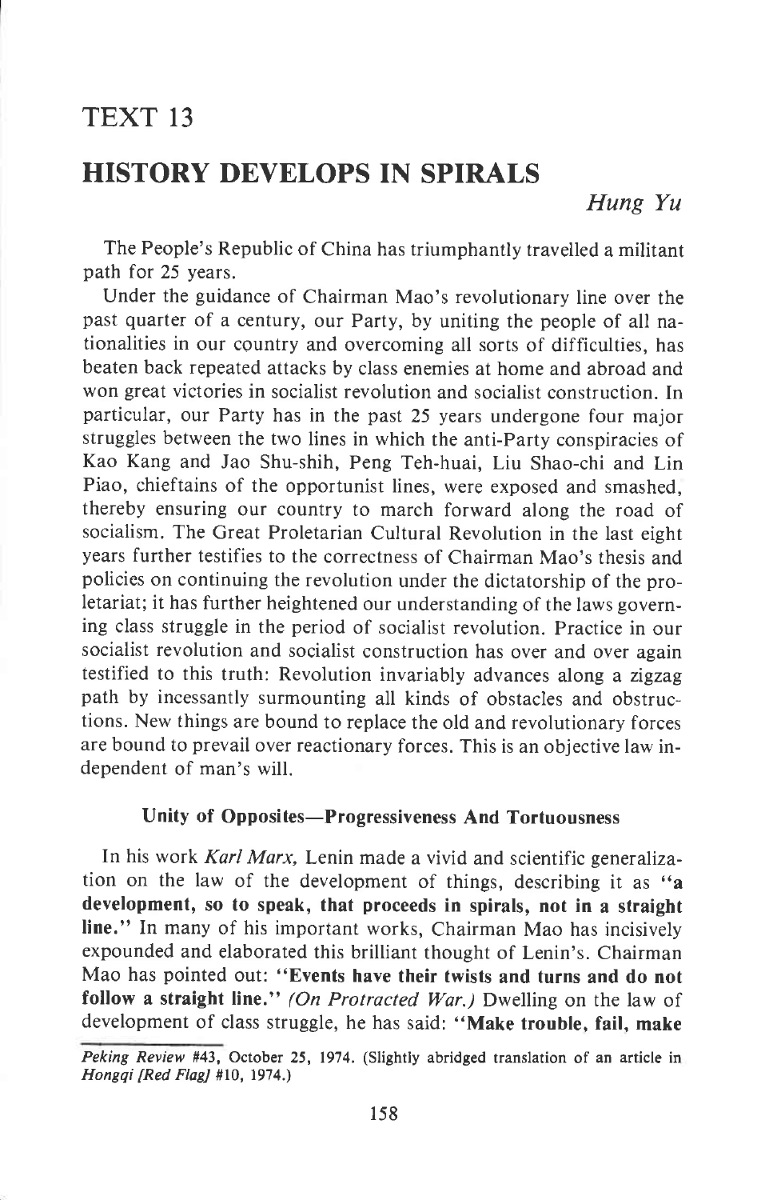# TEXT 13

# HISTORY DEVELOPS IN SPIRALS

*Hung Yu*

The People's Republic of China has triumphantly travelled a militant path for 25 years.

Under the guidance of Chairman Mao's revolutionary line over the past quarter of a century, our Party, by uniting the people of all nationalities in our country and overcoming all sorts of difficulties, has beaten back repeated attacks by class enemies at home and abroad and won great victories in socialist revolution and socialist construction. In particular, our Party has in the past 25 years undergone four major struggles between the two lines in which the anti-Party conspiracies of Kao Kang and Jao Shu-shih, Peng Teh-huai, Liu Shao-chi and Lin Piao, chieftains of the opportunist lines, were exposed and smashed, thereby ensuring our country to march forward along the road of socialism. The Great Proletarian Cultural Revolution in the last eight years further testifies to the correctness of Chairman Mao's thesis and policies on continuing the revolution under the dictatorship of the proletariat; it has further heightened our understanding of the laws governing class struggle in the period of socialist revolution. Practice in our socialist revolution and socialist construction has over and over again testified to this truth: Revolution invariably advances along a zigzag path by incessantly surmounting all kinds of obstacles and obstructions. New things are bound to replace the old and revolutionary forces are bound to prevail over reactionary forces. This is an objective law independent of man's will.

### Unity of Opposites—Progressiveness And Tortuousness

In his work *Karl Marx,* Lenin made a vivid and scientific generalization on the law of the development of things, describing it as "**a development, so to speak, that proceeds in spirals, not in a straight line.**" In many of his important works, Chairman Mao has incisively expounded and elaborated this brilliant thought of Lenin's. Chairman Mao has pointed out: "**Events have their twists and turns and do not follow a straight line.**" *(On Protracted War.)* Dwelling on the law of development of class struggle, he has said: "**Make trouble, fail, make**

*Peking Review* #43, October 25, 1974. (Slightly abridged translation of an article in *Hongqi [Red Flag]* #10, 1974.)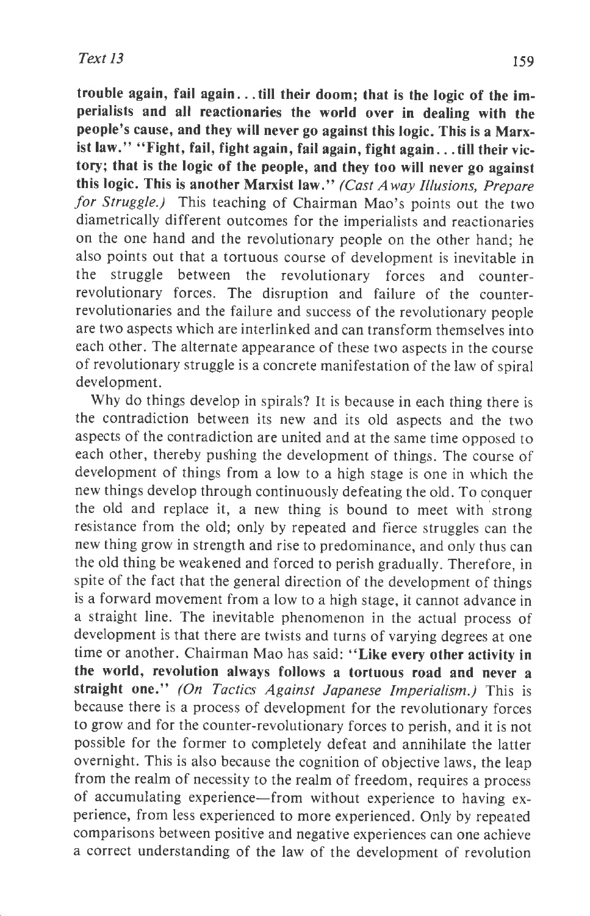**trouble again, fail again... till their doom; that is the logic of the imperialists and all reactionaries the world over in dealing with the people's cause, and they will never go against this logic. This is a Marxist law." "Fight, fail, fight again, fail again, fight again... till their victory; that is the logic of the people, and they too will never go against this logic. This is another Marxist law."** *(Cast Away Illusions, Prepare for Struggle.)* This teaching of Chairman Mao's points out the two diametrically different outcomes for the imperialists and reactionaries on the one hand and the revolutionary people on the other hand; he also points out that a tortuous course of development is inevitable in the struggle between the revolutionary forces and counter-revolutionary forces. The disruption and failure of the counter-revolutionaries and the failure and success of the revolutionary people are two aspects which are interlinked and can transform themselves into each other. The alternate appearance of these two aspects in the course of revolutionary struggle is a concrete manifestation of the law of spiral development.

Why do things develop in spirals? It is because in each thing there is the contradiction between its new and its old aspects and the two aspects of the contradiction are united and at the same time opposed to each other, thereby pushing the development of things. The course of development of things from a low to a high stage is one in which the new things develop through continuously defeating the old. To conquer the old and replace it, a new thing is bound to meet with strong resistance from the old; only by repeated and fierce struggles can the new thing grow in strength and rise to predominance, and only thus can the old thing be weakened and forced to perish gradually. Therefore, in spite of the fact that the general direction of the development of things is a forward movement from a low to a high stage, it cannot advance in a straight line. The inevitable phenomenon in the actual process of development is that there are twists and turns of varying degrees at one time or another. Chairman Mao has said: **"Like every other activity in the world, revolution always follows a tortuous road and never a straight one."** *(On Tactics Against Japanese Imperialism.)* This is because there is a process of development for the revolutionary forces to grow and for the counter-revolutionary forces to perish, and it is not possible for the former to completely defeat and annihilate the latter overnight. This is also because the cognition of objective laws, the leap from the realm of necessity to the realm of freedom, requires a process of accumulating experience—from without experience to having experience, from less experienced to more experienced. Only by repeated comparisons between positive and negative experiences can one achieve a correct understanding of the law of the development of revolution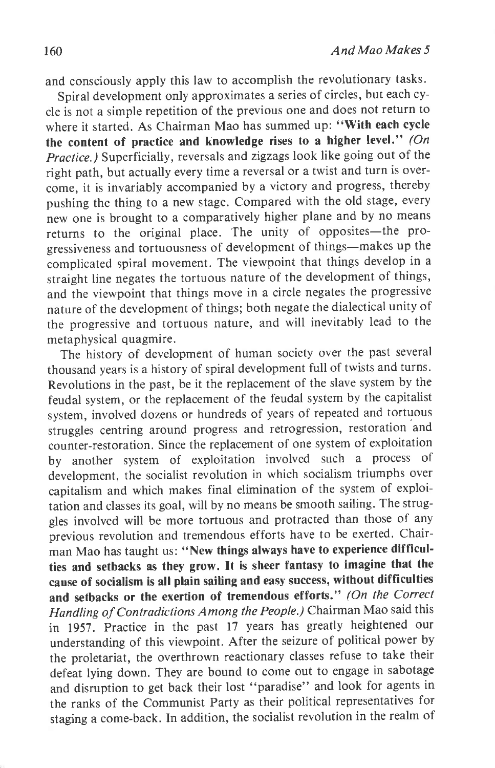and consciously apply this law to accomplish the revolutionary tasks.

Spiral development only approximates a series of circles, but each cycle is not a simple repetition of the previous one and does not return to where it started. As Chairman Mao has summed up: "**With each cycle the content of practice and knowledge rises to a higher level.**" *(On Practice.)* Superficially, reversals and zigzags look like going out of the right path, but actually every time a reversal or a twist and turn is overcome, it is invariably accompanied by a victory and progress, thereby pushing the thing to a new stage. Compared with the old stage, every new one is brought to a comparatively higher plane and by no means returns to the original place. The unity of opposites—the progressiveness and tortuousness of development of things—makes up the complicated spiral movement. The viewpoint that things develop in a straight line negates the tortuous nature of the development of things, and the viewpoint that things move in a circle negates the progressive nature of the development of things; both negate the dialectical unity of the progressive and tortuous nature, and will inevitably lead to the metaphysical quagmire.

The history of development of human society over the past several thousand years is a history of spiral development full of twists and turns. Revolutions in the past, be it the replacement of the slave system by the feudal system, or the replacement of the feudal system by the capitalist system, involved dozens or hundreds of years of repeated and tortuous struggles centring around progress and retrogression, restoration and counter-restoration. Since the replacement of one system of exploitation by another system of exploitation involved such a process of development, the socialist revolution in which socialism triumphs over capitalism and which makes final elimination of the system of exploitation and classes its goal, will by no means be smooth sailing. The struggles involved will be more tortuous and protracted than those of any previous revolution and tremendous efforts have to be exerted. Chairman Mao has taught us: "**New things always have to experience difficulties and setbacks as they grow. It is sheer fantasy to imagine that the cause of socialism is all plain sailing and easy success, without difficulties and setbacks or the exertion of tremendous efforts.**" *(On the Correct Handling of Contradictions Among the People.)* Chairman Mao said this in 1957. Practice in the past 17 years has greatly heightened our understanding of this viewpoint. After the seizure of political power by the proletariat, the overthrown reactionary classes refuse to take their defeat lying down. They are bound to come out to engage in sabotage and disruption to get back their lost "paradise" and look for agents in the ranks of the Communist Party as their political representatives for staging a come-back. In addition, the socialist revolution in the realm of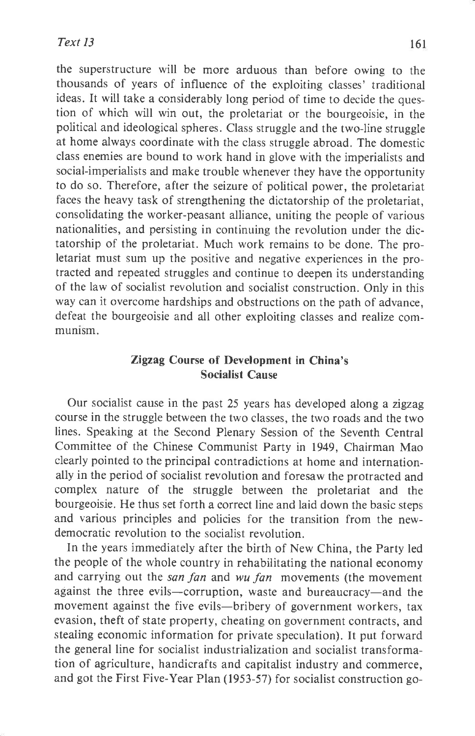the superstructure will be more arduous than before owing to the thousands of years of influence of the exploiting classes' traditional ideas. It will take a considerably long period of time to decide the question of which will win out, the proletariat or the bourgeoisie, in the political and ideological spheres. Class struggle and the two-line struggle at home always coordinate with the class struggle abroad. The domestic class enemies are bound to work hand in glove with the imperialists and social-imperialists and make trouble whenever they have the opportunity to do so. Therefore, after the seizure of political power, the proletariat faces the heavy task of strengthening the dictatorship of the proletariat, consolidating the worker-peasant alliance, uniting the people of various nationalities, and persisting in continuing the revolution under the dictatorship of the proletariat. Much work remains to be done. The proletariat must sum up the positive and negative experiences in the protracted and repeated struggles and continue to deepen its understanding of the law of socialist revolution and socialist construction. Only in this way can it overcome hardships and obstructions on the path of advance, defeat the bourgeoisie and all other exploiting classes and realize communism.

## Zigzag Course of Development in China's Socialist Cause

Our socialist cause in the past 25 years has developed along a zigzag course in the struggle between the two classes, the two roads and the two lines. Speaking at the Second Plenary Session of the Seventh Central Committee of the Chinese Communist Party in 1949, Chairman Mao clearly pointed to the principal contradictions at home and internationally in the period of socialist revolution and foresaw the protracted and complex nature of the struggle between the proletariat and the bourgeoisie. He thus set forth a correct line and laid down the basic steps and various principles and policies for the transition from the new-democratic revolution to the socialist revolution.

In the years immediately after the birth of New China, the Party led the people of the whole country in rehabilitating the national economy and carrying out the *san fan* and *wu fan* movements (the movement against the three evils—corruption, waste and bureaucracy—and the movement against the five evils—bribery of government workers, tax evasion, theft of state property, cheating on government contracts, and stealing economic information for private speculation). It put forward the general line for socialist industrialization and socialist transformation of agriculture, handicrafts and capitalist industry and commerce, and got the First Five-Year Plan (1953-57) for socialist construction go-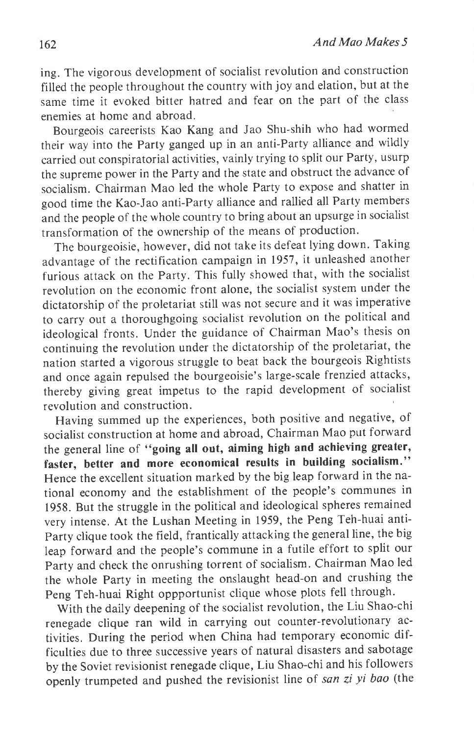ing. The vigorous development of socialist revolution and construction filled the people throughout the country with joy and elation, but at the same time it evoked bitter hatred and fear on the part of the class enemies at home and abroad.

Bourgeois careerists Kao Kang and Jao Shu-shih who had wormed their way into the Party ganged up in an anti-Party alliance and wildly carried out conspiratorial activities, vainly trying to split our Party, usurp the supreme power in the Party and the state and obstruct the advance of socialism. Chairman Mao led the whole Party to expose and shatter in good time the Kao-Jao anti-Party alliance and rallied all Party members and the people of the whole country to bring about an upsurge in socialist transformation of the ownership of the means of production.

The bourgeoisie, however, did not take its defeat lying down. Taking advantage of the rectification campaign in 1957, it unleashed another furious attack on the Party. This fully showed that, with the socialist revolution on the economic front alone, the socialist system under the dictatorship of the proletariat still was not secure and it was imperative to carry out a thoroughgoing socialist revolution on the political and ideological fronts. Under the guidance of Chairman Mao's thesis on continuing the revolution under the dictatorship of the proletariat, the nation started a vigorous struggle to beat back the bourgeois Rightists and once again repulsed the bourgeoisie's large-scale frenzied attacks, thereby giving great impetus to the rapid development of socialist revolution and construction.

Having summed up the experiences, both positive and negative, of socialist construction at home and abroad, Chairman Mao put forward the general line of **"going all out, aiming high and achieving greater, faster, better and more economical results in building socialism."** Hence the excellent situation marked by the big leap forward in the national economy and the establishment of the people's communes in 1958. But the struggle in the political and ideological spheres remained very intense. At the Lushan Meeting in 1959, the Peng Teh-huai anti-Party clique took the field, frantically attacking the general line, the big leap forward and the people's commune in a futile effort to split our Party and check the onrushing torrent of socialism. Chairman Mao led the whole Party in meeting the onslaught head-on and crushing the Peng Teh-huai Right oppportunist clique whose plots fell through.

With the daily deepening of the socialist revolution, the Liu Shao-chi renegade clique ran wild in carrying out counter-revolutionary activities. During the period when China had temporary economic difficulties due to three successive years of natural disasters and sabotage by the Soviet revisionist renegade clique, Liu Shao-chi and his followers openly trumpeted and pushed the revisionist line of *san zi yi bao* (the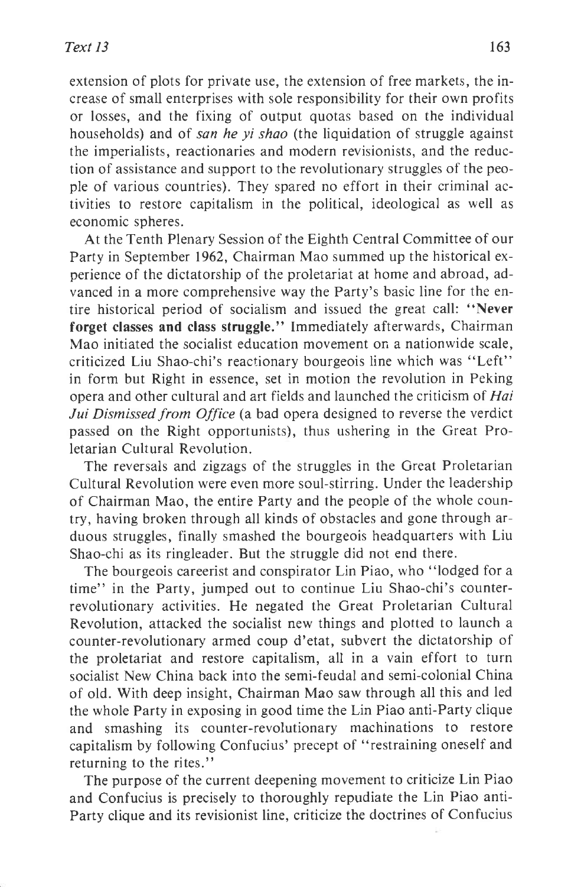extension of plots for private use, the extension of free markets, the increase of small enterprises with sole responsibility for their own profits or losses, and the fixing of output quotas based on the individual households) and of *san he yi shao* (the liquidation of struggle against the imperialists, reactionaries and modern revisionists, and the reduction of assistance and support to the revolutionary struggles of the people of various countries). They spared no effort in their criminal activities to restore capitalism in the political, ideological as well as economic spheres.

At the Tenth Plenary Session of the Eighth Central Committee of our Party in September 1962, Chairman Mao summed up the historical experience of the dictatorship of the proletariat at home and abroad, advanced in a more comprehensive way the Party's basic line for the entire historical period of socialism and issued the great call: "**Never forget classes and class struggle.**" Immediately afterwards, Chairman Mao initiated the socialist education movement on a nationwide scale, criticized Liu Shao-chi's reactionary bourgeois line which was "Left" in form but Right in essence, set in motion the revolution in Peking opera and other cultural and art fields and launched the criticism of *Hai Jui Dismissed from Office* (a bad opera designed to reverse the verdict passed on the Right opportunists), thus ushering in the Great Proletarian Cultural Revolution.

The reversals and zigzags of the struggles in the Great Proletarian Cultural Revolution were even more soul-stirring. Under the leadership of Chairman Mao, the entire Party and the people of the whole country, having broken through all kinds of obstacles and gone through arduous struggles, finally smashed the bourgeois headquarters with Liu Shao-chi as its ringleader. But the struggle did not end there.

The bourgeois careerist and conspirator Lin Piao, who "lodged for a time" in the Party, jumped out to continue Liu Shao-chi's counter-revolutionary activities. He negated the Great Proletarian Cultural Revolution, attacked the socialist new things and plotted to launch a counter-revolutionary armed coup d'etat, subvert the dictatorship of the proletariat and restore capitalism, all in a vain effort to turn socialist New China back into the semi-feudal and semi-colonial China of old. With deep insight, Chairman Mao saw through all this and led the whole Party in exposing in good time the Lin Piao anti-Party clique and smashing its counter-revolutionary machinations to restore capitalism by following Confucius' precept of "restraining oneself and returning to the rites."

The purpose of the current deepening movement to criticize Lin Piao and Confucius is precisely to thoroughly repudiate the Lin Piao anti-Party clique and its revisionist line, criticize the doctrines of Confucius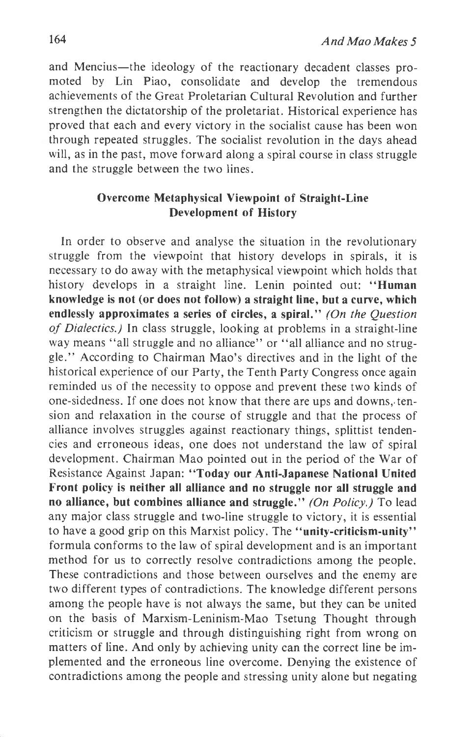and Mencius—the ideology of the reactionary decadent classes promoted by Lin Piao, consolidate and develop the tremendous achievements of the Great Proletarian Cultural Revolution and further strengthen the dictatorship of the proletariat. Historical experience has proved that each and every victory in the socialist cause has been won through repeated struggles. The socialist revolution in the days ahead will, as in the past, move forward along a spiral course in class struggle and the struggle between the two lines.

### Overcome Metaphysical Viewpoint of Straight-Line Development of History

In order to observe and analyse the situation in the revolutionary struggle from the viewpoint that history develops in spirals, it is necessary to do away with the metaphysical viewpoint which holds that history develops in a straight line. Lenin pointed out: "**Human knowledge is not (or does not follow) a straight line, but a curve, which endlessly approximates a series of circles, a spiral.**" *(On the Question of Dialectics.)* In class struggle, looking at problems in a straight-line way means "all struggle and no alliance" or "all alliance and no struggle." According to Chairman Mao's directives and in the light of the historical experience of our Party, the Tenth Party Congress once again reminded us of the necessity to oppose and prevent these two kinds of one-sidedness. If one does not know that there are ups and downs, tension and relaxation in the course of struggle and that the process of alliance involves struggles against reactionary things, splittist tendencies and erroneous ideas, one does not understand the law of spiral development. Chairman Mao pointed out in the period of the War of Resistance Against Japan: "**Today our Anti-Japanese National United Front policy is neither all alliance and no struggle nor all struggle and no alliance, but combines alliance and struggle.**" *(On Policy.)* To lead any major class struggle and two-line struggle to victory, it is essential to have a good grip on this Marxist policy. The "**unity-criticism-unity**" formula conforms to the law of spiral development and is an important method for us to correctly resolve contradictions among the people. These contradictions and those between ourselves and the enemy are two different types of contradictions. The knowledge different persons among the people have is not always the same, but they can be united on the basis of Marxism-Leninism-Mao Tsetung Thought through criticism or struggle and through distinguishing right from wrong on matters of line. And only by achieving unity can the correct line be implemented and the erroneous line overcome. Denying the existence of contradictions among the people and stressing unity alone but negating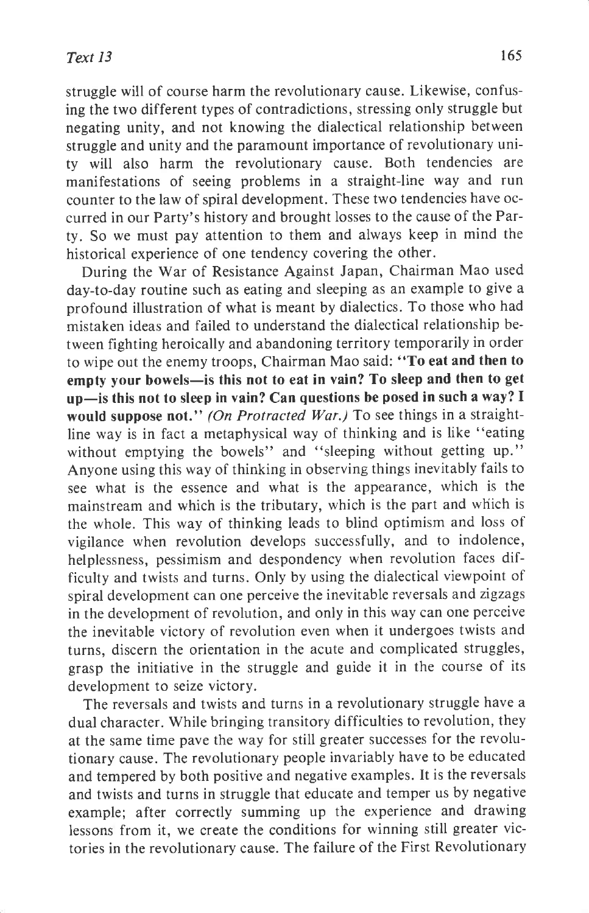struggle will of course harm the revolutionary cause. Likewise, confusing the two different types of contradictions, stressing only struggle but negating unity, and not knowing the dialectical relationship between struggle and unity and the paramount importance of revolutionary unity will also harm the revolutionary cause. Both tendencies are manifestations of seeing problems in a straight-line way and run counter to the law of spiral development. These two tendencies have occurred in our Party's history and brought losses to the cause of the Party. So we must pay attention to them and always keep in mind the historical experience of one tendency covering the other.

During the War of Resistance Against Japan, Chairman Mao used day-to-day routine such as eating and sleeping as an example to give a profound illustration of what is meant by dialectics. To those who had mistaken ideas and failed to understand the dialectical relationship between fighting heroically and abandoning territory temporarily in order to wipe out the enemy troops, Chairman Mao said: **"To eat and then to empty your bowels—is this not to eat in vain? To sleep and then to get up—is this not to sleep in vain? Can questions be posed in such a way? I would suppose not."** *(On Protracted War.)* To see things in a straight-line way is in fact a metaphysical way of thinking and is like "eating without emptying the bowels" and "sleeping without getting up." Anyone using this way of thinking in observing things inevitably fails to see what is the essence and what is the appearance, which is the mainstream and which is the tributary, which is the part and which is the whole. This way of thinking leads to blind optimism and loss of vigilance when revolution develops successfully, and to indolence, helplessness, pessimism and despondency when revolution faces difficulty and twists and turns. Only by using the dialectical viewpoint of spiral development can one perceive the inevitable reversals and zigzags in the development of revolution, and only in this way can one perceive the inevitable victory of revolution even when it undergoes twists and turns, discern the orientation in the acute and complicated struggles, grasp the initiative in the struggle and guide it in the course of its development to seize victory.

The reversals and twists and turns in a revolutionary struggle have a dual character. While bringing transitory difficulties to revolution, they at the same time pave the way for still greater successes for the revolutionary cause. The revolutionary people invariably have to be educated and tempered by both positive and negative examples. It is the reversals and twists and turns in struggle that educate and temper us by negative example; after correctly summing up the experience and drawing lessons from it, we create the conditions for winning still greater victories in the revolutionary cause. The failure of the First Revolutionary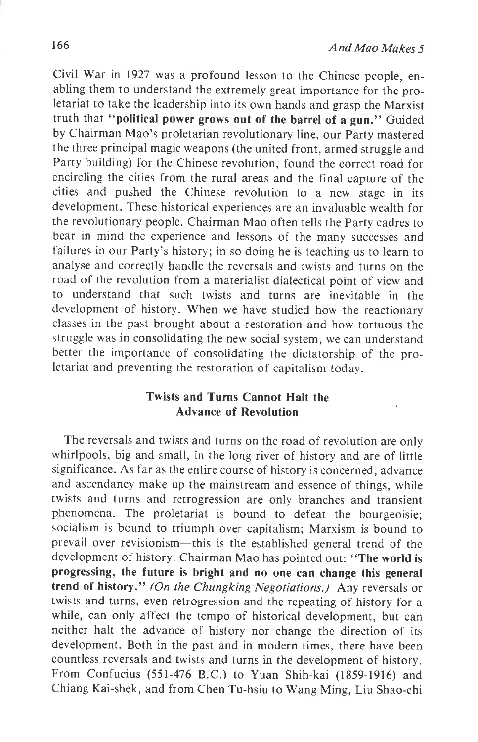Civil War in 1927 was a profound lesson to the Chinese people, enabling them to understand the extremely great importance for the proletariat to take the leadership into its own hands and grasp the Marxist truth that **"political power grows out of the barrel of a gun."** Guided by Chairman Mao's proletarian revolutionary line, our Party mastered the three principal magic weapons (the united front, armed struggle and Party building) for the Chinese revolution, found the correct road for encircling the cities from the rural areas and the final capture of the cities and pushed the Chinese revolution to a new stage in its development. These historical experiences are an invaluable wealth for the revolutionary people. Chairman Mao often tells the Party cadres to bear in mind the experience and lessons of the many successes and failures in our Party's history; in so doing he is teaching us to learn to analyse and correctly handle the reversals and twists and turns on the road of the revolution from a materialist dialectical point of view and to understand that such twists and turns are inevitable in the development of history. When we have studied how the reactionary classes in the past brought about a restoration and how tortuous the struggle was in consolidating the new social system, we can understand better the importance of consolidating the dictatorship of the proletariat and preventing the restoration of capitalism today.

## Twists and Turns Cannot Halt the Advance of Revolution

The reversals and twists and turns on the road of revolution are only whirlpools, big and small, in the long river of history and are of little significance. As far as the entire course of history is concerned, advance and ascendancy make up the mainstream and essence of things, while twists and turns and retrogression are only branches and transient phenomena. The proletariat is bound to defeat the bourgeoisie; socialism is bound to triumph over capitalism; Marxism is bound to prevail over revisionism—this is the established general trend of the development of history. Chairman Mao has pointed out: **"The world is progressing, the future is bright and no one can change this general trend of history."** *(On the Chungking Negotiations.)* Any reversals or twists and turns, even retrogression and the repeating of history for a while, can only affect the tempo of historical development, but can neither halt the advance of history nor change the direction of its development. Both in the past and in modern times, there have been countless reversals and twists and turns in the development of history. From Confucius (551-476 B.C.) to Yuan Shih-kai (1859-1916) and Chiang Kai-shek, and from Chen Tu-hsiu to Wang Ming, Liu Shao-chi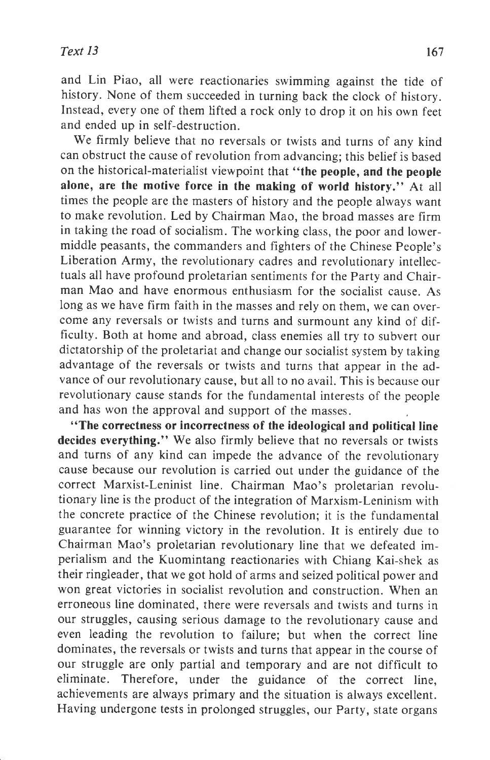and Lin Piao, all were reactionaries swimming against the tide of history. None of them succeeded in turning back the clock of history. Instead, every one of them lifted a rock only to drop it on his own feet and ended up in self-destruction.

We firmly believe that no reversals or twists and turns of any kind can obstruct the cause of revolution from advancing; this belief is based on the historical-materialist viewpoint that **"the people, and the people alone, are the motive force in the making of world history."** At all times the people are the masters of history and the people always want to make revolution. Led by Chairman Mao, the broad masses are firm in taking the road of socialism. The working class, the poor and lower-middle peasants, the commanders and fighters of the Chinese People's Liberation Army, the revolutionary cadres and revolutionary intellectuals all have profound proletarian sentiments for the Party and Chairman Mao and have enormous enthusiasm for the socialist cause. As long as we have firm faith in the masses and rely on them, we can overcome any reversals or twists and turns and surmount any kind of difficulty. Both at home and abroad, class enemies all try to subvert our dictatorship of the proletariat and change our socialist system by taking advantage of the reversals or twists and turns that appear in the advance of our revolutionary cause, but all to no avail. This is because our revolutionary cause stands for the fundamental interests of the people and has won the approval and support of the masses.

**"The correctness or incorrectness of the ideological and political line decides everything."** We also firmly believe that no reversals or twists and turns of any kind can impede the advance of the revolutionary cause because our revolution is carried out under the guidance of the correct Marxist-Leninist line. Chairman Mao's proletarian revolutionary line is the product of the integration of Marxism-Leninism with the concrete practice of the Chinese revolution; it is the fundamental guarantee for winning victory in the revolution. It is entirely due to Chairman Mao's proletarian revolutionary line that we defeated imperialism and the Kuomintang reactionaries with Chiang Kai-shek as their ringleader, that we got hold of arms and seized political power and won great victories in socialist revolution and construction. When an erroneous line dominated, there were reversals and twists and turns in our struggles, causing serious damage to the revolutionary cause and even leading the revolution to failure; but when the correct line dominates, the reversals or twists and turns that appear in the course of our struggle are only partial and temporary and are not difficult to eliminate. Therefore, under the guidance of the correct line, achievements are always primary and the situation is always excellent. Having undergone tests in prolonged struggles, our Party, state organs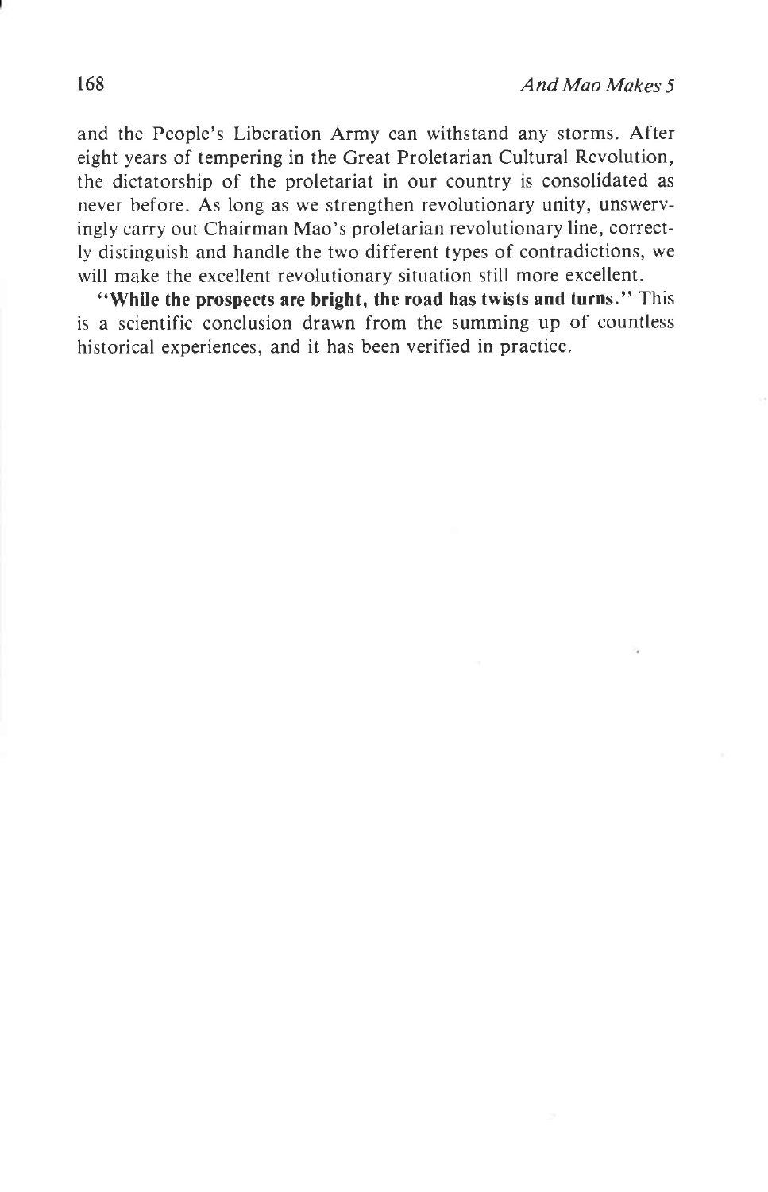and the People's Liberation Army can withstand any storms. After eight years of tempering in the Great Proletarian Cultural Revolution, the dictatorship of the proletariat in our country is consolidated as never before. As long as we strengthen revolutionary unity, unswervingly carry out Chairman Mao's proletarian revolutionary line, correctly distinguish and handle the two different types of contradictions, we will make the excellent revolutionary situation still more excellent.

"**While the prospects are bright, the road has twists and turns.**" This is a scientific conclusion drawn from the summing up of countless historical experiences, and it has been verified in practice.